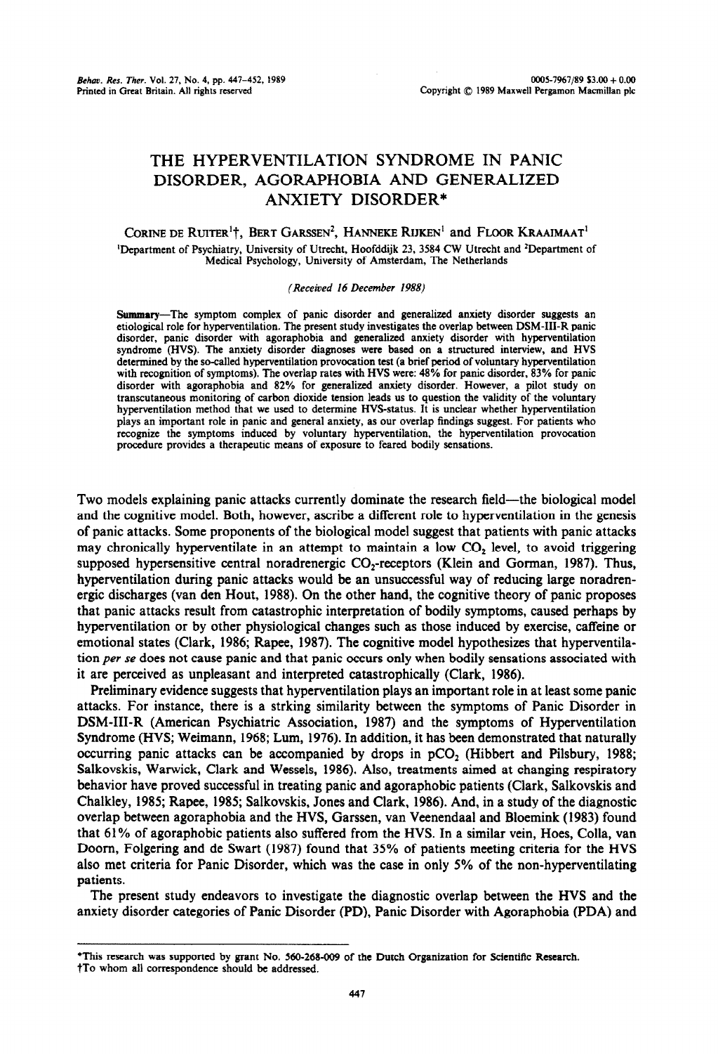# THE HYPERVENTILATION SYNDROME IN PANIC DISORDER, AGORAPHOBIA AND GENERALIZED ANXIETY DISORDER*

CORINE DE RUITER[1]†, BERT GARSSEN[2], HANNEKE RIJKEN[1] and FLOOR KRAAIMAAT[1]

[1]Department of Psychiatry, University of Utrecht, Hoofddijk 23, 3584 CW Utrecht and [2]Department of Medical Psychology, University of Amsterdam, The Netherlands

*(Received 16 December 1988)*

**Summary**—The symptom complex of panic disorder and generalized anxiety disorder suggests an etiological role for hyperventilation. The present study investigates the overlap between DSM-III-R panic disorder, panic disorder with agoraphobia and generalized anxiety disorder with hyperventilation syndrome (HVS). The anxiety disorder diagnoses were based on a structured interview, and HVS determined by the so-called hyperventilation provocation test (a brief period of voluntary hyperventilation with recognition of symptoms). The overlap rates with HVS were: 48% for panic disorder, 83% for panic disorder with agoraphobia and 82% for generalized anxiety disorder. However, a pilot study on transcutaneous monitoring of carbon dioxide tension leads us to question the validity of the voluntary hyperventilation method that we used to determine HVS-status. It is unclear whether hyperventilation plays an important role in panic and general anxiety, as our overlap findings suggest. For patients who recognize the symptoms induced by voluntary hyperventilation, the hyperventilation provocation procedure provides a therapeutic means of exposure to feared bodily sensations.

Two models explaining panic attacks currently dominate the research field—the biological model and the cognitive model. Both, however, ascribe a different role to hyperventilation in the genesis of panic attacks. Some proponents of the biological model suggest that patients with panic attacks may chronically hyperventilate in an attempt to maintain a low $CO_2$ level, to avoid triggering supposed hypersensitive central noradrenergic $CO_2$-receptors (Klein and Gorman, 1987). Thus, hyperventilation during panic attacks would be an unsuccessful way of reducing large noradrenergic discharges (van den Hout, 1988). On the other hand, the cognitive theory of panic proposes that panic attacks result from catastrophic interpretation of bodily symptoms, caused perhaps by hyperventilation or by other physiological changes such as those induced by exercise, caffeine or emotional states (Clark, 1986; Rapee, 1987). The cognitive model hypothesizes that hyperventilation *per se* does not cause panic and that panic occurs only when bodily sensations associated with it are perceived as unpleasant and interpreted catastrophically (Clark, 1986).

Preliminary evidence suggests that hyperventilation plays an important role in at least some panic attacks. For instance, there is a strking similarity between the symptoms of Panic Disorder in DSM-III-R (American Psychiatric Association, 1987) and the symptoms of Hyperventilation Syndrome (HVS; Weimann, 1968; Lum, 1976). In addition, it has been demonstrated that naturally occurring panic attacks can be accompanied by drops in $pCO_2$ (Hibbert and Pilsbury, 1988; Salkovskis, Warwick, Clark and Wessels, 1986). Also, treatments aimed at changing respiratory behavior have proved successful in treating panic and agoraphobic patients (Clark, Salkovskis and Chalkley, 1985; Rapee, 1985; Salkovskis, Jones and Clark, 1986). And, in a study of the diagnostic overlap between agoraphobia and the HVS, Garssen, van Veenendaal and Bloemink (1983) found that 61% of agoraphobic patients also suffered from the HVS. In a similar vein, Hoes, Colla, van Doorn, Folgering and de Swart (1987) found that 35% of patients meeting criteria for the HVS also met criteria for Panic Disorder, which was the case in only 5% of the non-hyperventilating patients.

The present study endeavors to investigate the diagnostic overlap between the HVS and the anxiety disorder categories of Panic Disorder (PD), Panic Disorder with Agoraphobia (PDA) and

---

*This research was supported by grant No. 560-268-009 of the Dutch Organization for Scientific Research.

†To whom all correspondence should be addressed.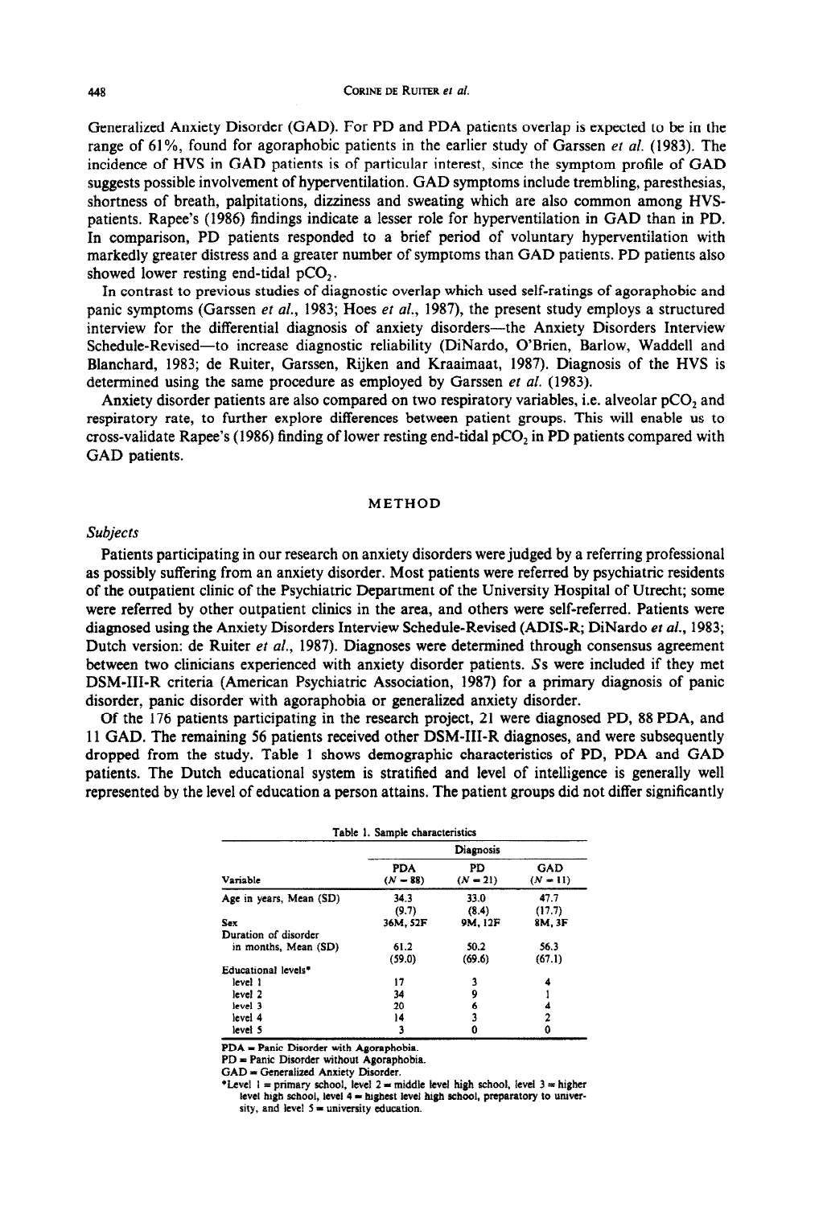Generalized Anxiety Disorder (GAD). For PD and PDA patients overlap is expected to be in the range of 61%, found for agoraphobic patients in the earlier study of Garssen *et al.* (1983). The incidence of HVS in GAD patients is of particular interest, since the symptom profile of GAD suggests possible involvement of hyperventilation. GAD symptoms include trembling, paresthesias, shortness of breath, palpitations, dizziness and sweating which are also common among HVS-patients. Rapee's (1986) findings indicate a lesser role for hyperventilation in GAD than in PD. In comparison, PD patients responded to a brief period of voluntary hyperventilation with markedly greater distress and a greater number of symptoms than GAD patients. PD patients also showed lower resting end-tidal $pCO_2$.

In contrast to previous studies of diagnostic overlap which used self-ratings of agoraphobic and panic symptoms (Garssen *et al.*, 1983; Hoes *et al.*, 1987), the present study employs a structured interview for the differential diagnosis of anxiety disorders—the Anxiety Disorders Interview Schedule-Revised—to increase diagnostic reliability (DiNardo, O'Brien, Barlow, Waddell and Blanchard, 1983; de Ruiter, Garssen, Rijken and Kraaimaat, 1987). Diagnosis of the HVS is determined using the same procedure as employed by Garssen *et al.* (1983).

Anxiety disorder patients are also compared on two respiratory variables, i.e. alveolar $pCO_2$ and respiratory rate, to further explore differences between patient groups. This will enable us to cross-validate Rapee's (1986) finding of lower resting end-tidal $pCO_2$ in PD patients compared with GAD patients.

## METHOD

### *Subjects*

Patients participating in our research on anxiety disorders were judged by a referring professional as possibly suffering from an anxiety disorder. Most patients were referred by psychiatric residents of the outpatient clinic of the Psychiatric Department of the University Hospital of Utrecht; some were referred by other outpatient clinics in the area, and others were self-referred. Patients were diagnosed using the Anxiety Disorders Interview Schedule-Revised (ADIS-R; DiNardo *et al.*, 1983; Dutch version: de Ruiter *et al.*, 1987). Diagnoses were determined through consensus agreement between two clinicians experienced with anxiety disorder patients. *S*s were included if they met DSM-III-R criteria (American Psychiatric Association, 1987) for a primary diagnosis of panic disorder, panic disorder with agoraphobia or generalized anxiety disorder.

Of the 176 patients participating in the research project, 21 were diagnosed PD, 88 PDA, and 11 GAD. The remaining 56 patients received other DSM-III-R diagnoses, and were subsequently dropped from the study. Table 1 shows demographic characteristics of PD, PDA and GAD patients. The Dutch educational system is stratified and level of intelligence is generally well represented by the level of education a person attains. The patient groups did not differ significantly

Table 1. Sample characteristics

| | Diagnosis | | |
|---|---|---|---|
| Variable | PDA ($N = 88$) | PD ($N = 21$) | GAD ($N = 11$) |
| Age in years, Mean (SD) | 34.3 (9.7) | 33.0 (8.4) | 47.7 (17.7) |
| Sex | 36M, 52F | 9M, 12F | 8M, 3F |
| Duration of disorder in months, Mean (SD) | 61.2 (59.0) | 50.2 (69.6) | 56.3 (67.1) |
| Educational levels* | | | |
| level 1 | 17 | 3 | 4 |
| level 2 | 34 | 9 | 1 |
| level 3 | 20 | 6 | 4 |
| level 4 | 14 | 3 | 2 |
| level 5 | 3 | 0 | 0 |

PDA = Panic Disorder with Agoraphobia.
PD = Panic Disorder without Agoraphobia.
GAD = Generalized Anxiety Disorder.
*Level 1 = primary school, level 2 = middle level high school, level 3 = higher level high school, level 4 = highest level high school, preparatory to university, and level 5 = university education.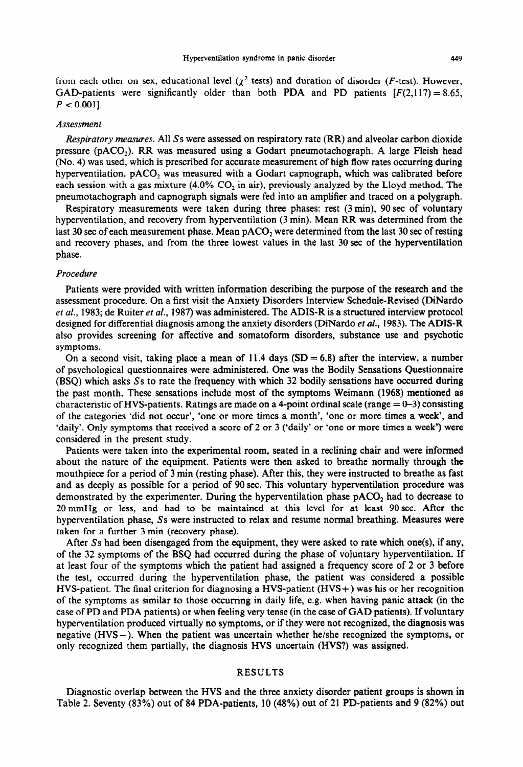from each other on sex, educational level ($\chi^2$ tests) and duration of disorder ($F$-test). However, GAD-patients were significantly older than both PDA and PD patients [$F(2,117) = 8.65$, $P < 0.001$].

### *Assessment*

*Respiratory measures.* All *S*s were assessed on respiratory rate (RR) and alveolar carbon dioxide pressure ($pACO_2$). RR was measured using a Godart pneumotachograph. A large Fleish head (No. 4) was used, which is prescribed for accurate measurement of high flow rates occurring during hyperventilation. $pACO_2$ was measured with a Godart capnograph, which was calibrated before each session with a gas mixture (4.0% $CO_2$ in air), previously analyzed by the Lloyd method. The pneumotachograph and capnograph signals were fed into an amplifier and traced on a polygraph.

Respiratory measurements were taken during three phases: rest (3 min), 90 sec of voluntary hyperventilation, and recovery from hyperventilation (3 min). Mean RR was determined from the last 30 sec of each measurement phase. Mean $pACO_2$ were determined from the last 30 sec of resting and recovery phases, and from the three lowest values in the last 30 sec of the hyperventilation phase.

### *Procedure*

Patients were provided with written information describing the purpose of the research and the assessment procedure. On a first visit the Anxiety Disorders Interview Schedule-Revised (DiNardo *et al.*, 1983; de Ruiter *et al.*, 1987) was administered. The ADIS-R is a structured interview protocol designed for differential diagnosis among the anxiety disorders (DiNardo *et al.*, 1983). The ADIS-R also provides screening for affective and somatoform disorders, substance use and psychotic symptoms.

On a second visit, taking place a mean of 11.4 days (SD = 6.8) after the interview, a number of psychological questionnaires were administered. One was the Bodily Sensations Questionnaire (BSQ) which asks *S*s to rate the frequency with which 32 bodily sensations have occurred during the past month. These sensations include most of the symptoms Weimann (1968) mentioned as characteristic of HVS-patients. Ratings are made on a 4-point ordinal scale (range = 0–3) consisting of the categories 'did not occur', 'one or more times a month', 'one or more times a week', and 'daily'. Only symptoms that received a score of 2 or 3 ('daily' or 'one or more times a week') were considered in the present study.

Patients were taken into the experimental room, seated in a reclining chair and were informed about the nature of the equipment. Patients were then asked to breathe normally through the mouthpiece for a period of 3 min (resting phase). After this, they were instructed to breathe as fast and as deeply as possible for a period of 90 sec. This voluntary hyperventilation procedure was demonstrated by the experimenter. During the hyperventilation phase $pACO_2$ had to decrease to 20 mmHg or less, and had to be maintained at this level for at least 90 sec. After the hyperventilation phase, *S*s were instructed to relax and resume normal breathing. Measures were taken for a further 3 min (recovery phase).

After *S*s had been disengaged from the equipment, they were asked to rate which one(s), if any, of the 32 symptoms of the BSQ had occurred during the phase of voluntary hyperventilation. If at least four of the symptoms which the patient had assigned a frequency score of 2 or 3 before the test, occurred during the hyperventilation phase, the patient was considered a possible HVS-patient. The final criterion for diagnosing a HVS-patient (HVS+) was his or her recognition of the symptoms as similar to those occurring in daily life, e.g. when having panic attack (in the case of PD and PDA patients) or when feeling very tense (in the case of GAD patients). If voluntary hyperventilation produced virtually no symptoms, or if they were not recognized, the diagnosis was negative (HVS−). When the patient was uncertain whether he/she recognized the symptoms, or only recognized them partially, the diagnosis HVS uncertain (HVS?) was assigned.

## RESULTS

Diagnostic overlap between the HVS and the three anxiety disorder patient groups is shown in Table 2. Seventy (83%) out of 84 PDA-patients, 10 (48%) out of 21 PD-patients and 9 (82%) out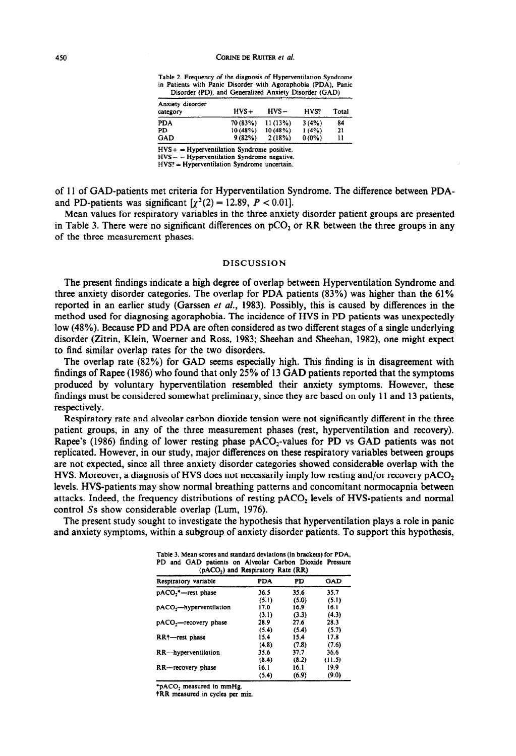Table 2. Frequency of the diagnosis of Hyperventilation Syndrome in Patients with Panic Disorder with Agoraphobia (PDA), Panic Disorder (PD), and Generalized Anxiety Disorder (GAD)

| Anxiety disorder category | HVS+ | HVS− | HVS? | Total |
|---|---|---|---|---|
| PDA | 70 (83%) | 11 (13%) | 3 (4%) | 84 |
| PD | 10 (48%) | 10 (48%) | 1 (4%) | 21 |
| GAD | 9 (82%) | 2 (18%) | 0 (0%) | 11 |

HVS+ = Hyperventilation Syndrome positive.
HVS− = Hyperventilation Syndrome negative.
HVS? = Hyperventilation Syndrome uncertain.

of 11 of GAD-patients met criteria for Hyperventilation Syndrome. The difference between PDA- and PD-patients was significant [$\chi^2(2) = 12.89$, $P < 0.01$].

Mean values for respiratory variables in the three anxiety disorder patient groups are presented in Table 3. There were no significant differences on $pCO_2$ or RR between the three groups in any of the three measurement phases.

## DISCUSSION

The present findings indicate a high degree of overlap between Hyperventilation Syndrome and three anxiety disorder categories. The overlap for PDA patients (83%) was higher than the 61% reported in an earlier study (Garssen *et al.*, 1983). Possibly, this is caused by differences in the method used for diagnosing agoraphobia. The incidence of HVS in PD patients was unexpectedly low (48%). Because PD and PDA are often considered as two different stages of a single underlying disorder (Zitrin, Klein, Woerner and Ross, 1983; Sheehan and Sheehan, 1982), one might expect to find similar overlap rates for the two disorders.

The overlap rate (82%) for GAD seems especially high. This finding is in disagreement with findings of Rapee (1986) who found that only 25% of 13 GAD patients reported that the symptoms produced by voluntary hyperventilation resembled their anxiety symptoms. However, these findings must be considered somewhat preliminary, since they are based on only 11 and 13 patients, respectively.

Respiratory rate and alveolar carbon dioxide tension were not significantly different in the three patient groups, in any of the three measurement phases (rest, hyperventilation and recovery). Rapee's (1986) finding of lower resting phase $pACO_2$-values for PD vs GAD patients was not replicated. However, in our study, major differences on these respiratory variables between groups are not expected, since all three anxiety disorder categories showed considerable overlap with the HVS. Moreover, a diagnosis of HVS does not necessarily imply low resting and/or recovery $pACO_2$ levels. HVS-patients may show normal breathing patterns and concomitant normocapnia between attacks. Indeed, the frequency distributions of resting $pACO_2$ levels of HVS-patients and normal control *S*s show considerable overlap (Lum, 1976).

The present study sought to investigate the hypothesis that hyperventilation plays a role in panic and anxiety symptoms, within a subgroup of anxiety disorder patients. To support this hypothesis,

Table 3. Mean scores and standard deviations (in brackets) for PDA, PD and GAD patients on Alveolar Carbon Dioxide Pressure ($pACO_2$) and Respiratory Rate (RR)

| Respiratory variable | PDA | PD | GAD |
|---|---|---|---|
| $pACO_2$*—rest phase | 36.5 (5.1) | 35.6 (5.0) | 35.7 (5.1) |
| $pACO_2$—hyperventilation | 17.0 (3.1) | 16.9 (3.3) | 16.1 (4.3) |
| $pACO_2$—recovery phase | 28.9 (5.4) | 27.6 (5.4) | 28.3 (5.7) |
| RR†—rest phase | 15.4 (4.8) | 15.4 (7.8) | 17.8 (7.6) |
| RR—hyperventilation | 35.6 (8.4) | 37.7 (8.2) | 36.6 (11.5) |
| RR—recovery phase | 16.1 (5.4) | 16.1 (6.9) | 19.9 (9.0) |

*$pACO_2$ measured in mmHg.
†RR measured in cycles per min.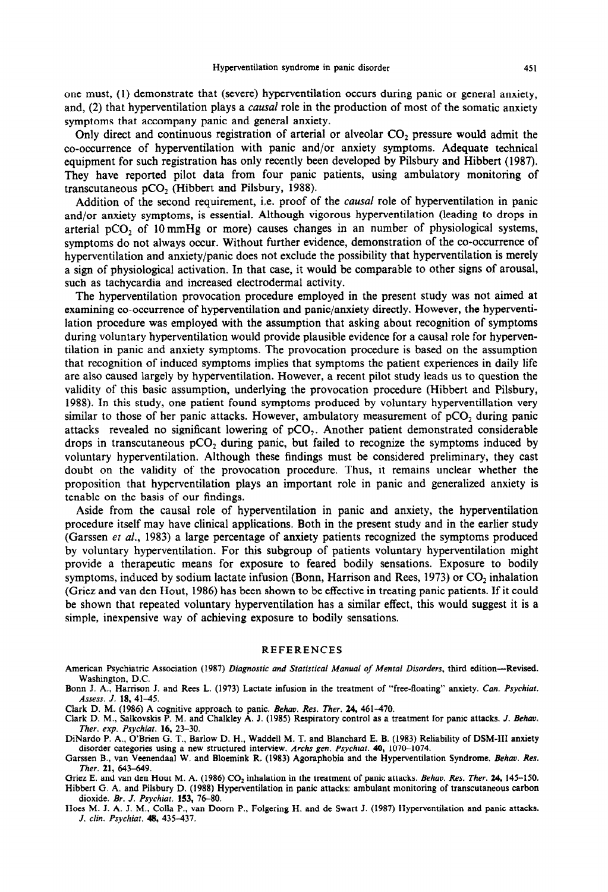one must, (1) demonstrate that (severe) hyperventilation occurs during panic or general anxiety, and, (2) that hyperventilation plays a *causal* role in the production of most of the somatic anxiety symptoms that accompany panic and general anxiety.

Only direct and continuous registration of arterial or alveolar $CO_2$ pressure would admit the co-occurrence of hyperventilation with panic and/or anxiety symptoms. Adequate technical equipment for such registration has only recently been developed by Pilsbury and Hibbert (1987). They have reported pilot data from four panic patients, using ambulatory monitoring of transcutaneous $pCO_2$ (Hibbert and Pilsbury, 1988).

Addition of the second requirement, i.e. proof of the *causal* role of hyperventilation in panic and/or anxiety symptoms, is essential. Although vigorous hyperventilation (leading to drops in arterial $pCO_2$ of 10 mmHg or more) causes changes in an number of physiological systems, symptoms do not always occur. Without further evidence, demonstration of the co-occurrence of hyperventilation and anxiety/panic does not exclude the possibility that hyperventilation is merely a sign of physiological activation. In that case, it would be comparable to other signs of arousal, such as tachycardia and increased electrodermal activity.

The hyperventilation provocation procedure employed in the present study was not aimed at examining co-occurrence of hyperventilation and panic/anxiety directly. However, the hyperventilation procedure was employed with the assumption that asking about recognition of symptoms during voluntary hyperventilation would provide plausible evidence for a causal role for hyperventilation in panic and anxiety symptoms. The provocation procedure is based on the assumption that recognition of induced symptoms implies that symptoms the patient experiences in daily life are also caused largely by hyperventilation. However, a recent pilot study leads us to question the validity of this basic assumption, underlying the provocation procedure (Hibbert and Pilsbury, 1988). In this study, one patient found symptoms produced by voluntary hyperventillation very similar to those of her panic attacks. However, ambulatory measurement of $pCO_2$ during panic attacks revealed no significant lowering of $pCO_2$. Another patient demonstrated considerable drops in transcutaneous $pCO_2$ during panic, but failed to recognize the symptoms induced by voluntary hyperventilation. Although these findings must be considered preliminary, they cast doubt on the validity of the provocation procedure. Thus, it remains unclear whether the proposition that hyperventilation plays an important role in panic and generalized anxiety is tenable on the basis of our findings.

Aside from the causal role of hyperventilation in panic and anxiety, the hyperventilation procedure itself may have clinical applications. Both in the present study and in the earlier study (Garssen *et al.*, 1983) a large percentage of anxiety patients recognized the symptoms produced by voluntary hyperventilation. For this subgroup of patients voluntary hyperventilation might provide a therapeutic means for exposure to feared bodily sensations. Exposure to bodily symptoms, induced by sodium lactate infusion (Bonn, Harrison and Rees, 1973) or $CO_2$ inhalation (Griez and van den Hout, 1986) has been shown to be effective in treating panic patients. If it could be shown that repeated voluntary hyperventilation has a similar effect, this would suggest it is a simple, inexpensive way of achieving exposure to bodily sensations.

## REFERENCES

American Psychiatric Association (1987) *Diagnostic and Statistical Manual of Mental Disorders*, third edition—Revised. Washington, D.C.

Bonn J. A., Harrison J. and Rees L. (1973) Lactate infusion in the treatment of "free-floating" anxiety. *Can. Psychiat. Assess. J.* **18**, 41–45.

Clark D. M. (1986) A cognitive approach to panic. *Behav. Res. Ther.* **24**, 461–470.

Clark D. M., Salkovskis P. M. and Chalkley A. J. (1985) Respiratory control as a treatment for panic attacks. *J. Behav. Ther. exp. Psychiat.* **16**, 23–30.

DiNardo P. A., O'Brien G. T., Barlow D. H., Waddell M. T. and Blanchard E. B. (1983) Reliability of DSM-III anxiety disorder categories using a new structured interview. *Archs gen. Psychiat.* **40**, 1070–1074.

Garssen B., van Veenendaal W. and Bloemink R. (1983) Agoraphobia and the Hyperventilation Syndrome. *Behav. Res. Ther.* **21**, 643–649.

Griez E. and van den Hout M. A. (1986) $CO_2$ inhalation in the treatment of panic attacks. *Behav. Res. Ther.* **24**, 145–150.

Hibbert G. A. and Pilsbury D. (1988) Hyperventilation in panic attacks: ambulant monitoring of transcutaneous carbon dioxide. *Br. J. Psychiat.* **153**, 76–80.

Hoes M. J. A. J. M., Colla P., van Doorn P., Folgering H. and de Swart J. (1987) Hyperventilation and panic attacks. *J. clin. Psychiat.* **48**, 435–437.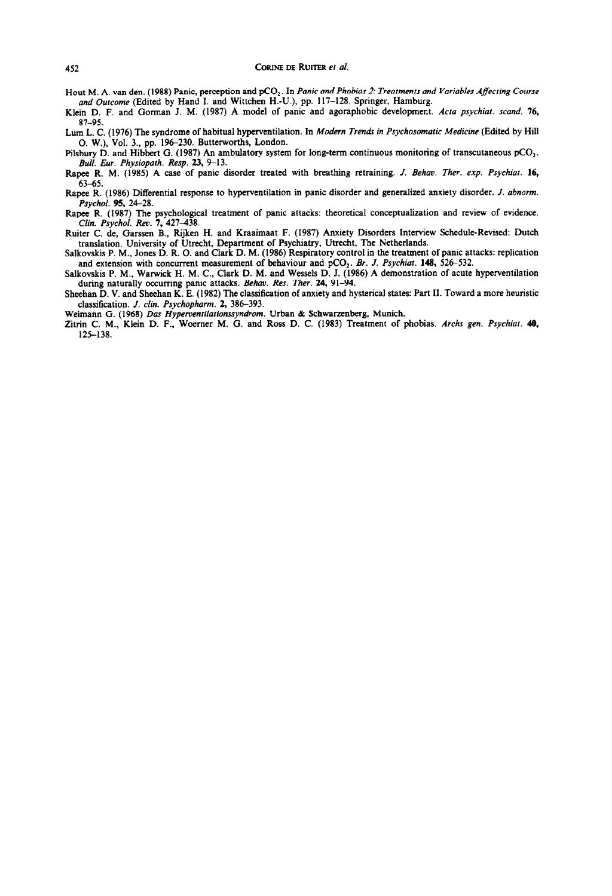Hout M. A. van den. (1988) Panic, perception and $pCO_2$. In *Panic and Phobias 2: Treatments and Variables Affecting Course and Outcome* (Edited by Hand I. and Wittchen H.-U.), pp. 117–128. Springer, Hamburg.

Klein D. F. and Gorman J. M. (1987) A model of panic and agoraphobic development. *Acta psychiat. scand.* **76,** 87–95.

Lum L. C. (1976) The syndrome of habitual hyperventilation. In *Modern Trends in Psychosomatic Medicine* (Edited by Hill O. W.), Vol. 3., pp. 196–230. Butterworths, London.

Pilsbury D. and Hibbert G. (1987) An ambulatory system for long-term continuous monitoring of transcutaneous $pCO_2$. *Bull. Eur. Physiopath. Resp.* **23,** 9–13.

Rapee R. M. (1985) A case of panic disorder treated with breathing retraining. *J. Behav. Ther. exp. Psychiat.* **16,** 63–65.

Rapee R. (1986) Differential response to hyperventilation in panic disorder and generalized anxiety disorder. *J. abnorm. Psychol.* **95,** 24–28.

Rapee R. (1987) The psychological treatment of panic attacks: theoretical conceptualization and review of evidence. *Clin. Psychol. Rev.* **7,** 427–438.

Ruiter C. de, Garssen B., Rijken H. and Kraaimaat F. (1987) Anxiety Disorders Interview Schedule-Revised: Dutch translation. University of Utrecht, Department of Psychiatry, Utrecht, The Netherlands.

Salkovskis P. M., Jones D. R. O. and Clark D. M. (1986) Respiratory control in the treatment of panic attacks: replication and extension with concurrent measurement of behaviour and $pCO_2$. *Br. J. Psychiat.* **148,** 526–532.

Salkovskis P. M., Warwick H. M. C., Clark D. M. and Wessels D. J. (1986) A demonstration of acute hyperventilation during naturally occurring panic attacks. *Behav. Res. Ther.* **24,** 91–94.

Sheehan D. V. and Sheehan K. E. (1982) The classification of anxiety and hysterical states: Part II. Toward a more heuristic classification. *J. clin. Psychopharm.* **2,** 386–393.

Weimann G. (1968) *Das Hyperventilationssyndrom.* Urban & Schwarzenberg, Munich.

Zitrin C. M., Klein D. F., Woerner M. G. and Ross D. C. (1983) Treatment of phobias. *Archs gen. Psychiat.* **40,** 125–138.